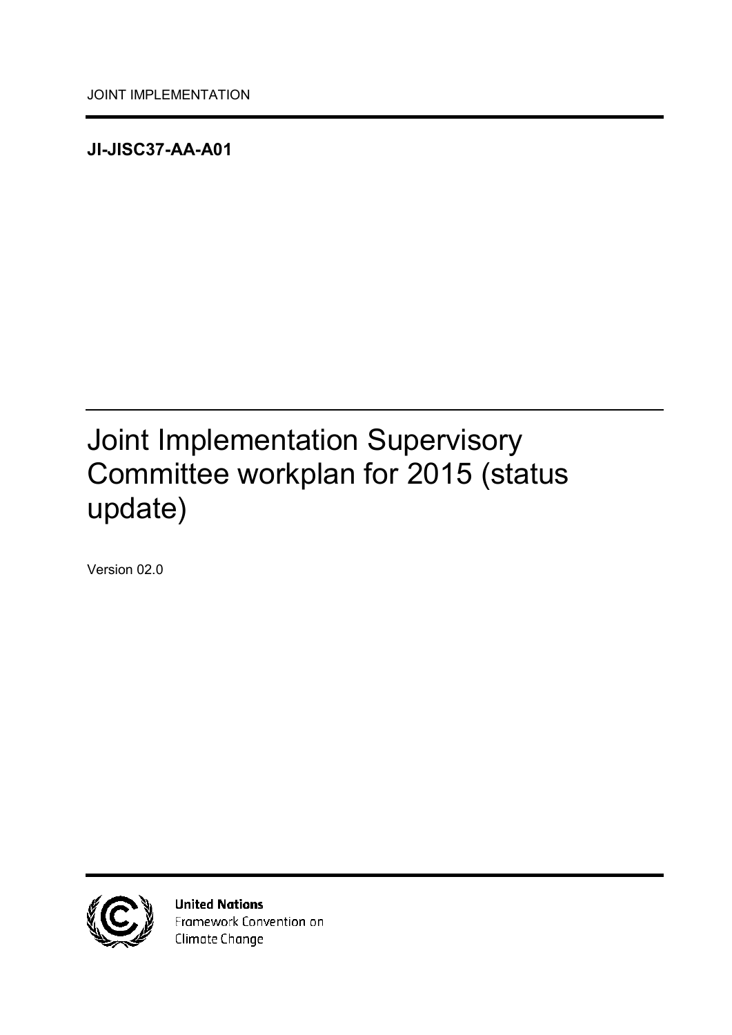JOINT IMPLEMENTATION

**JI-JISC37-AA-A01**

# Joint Implementation Supervisory Committee workplan for 2015 (status update)

Version 02.0

**United Nations**
Framework Convention on
Climate Change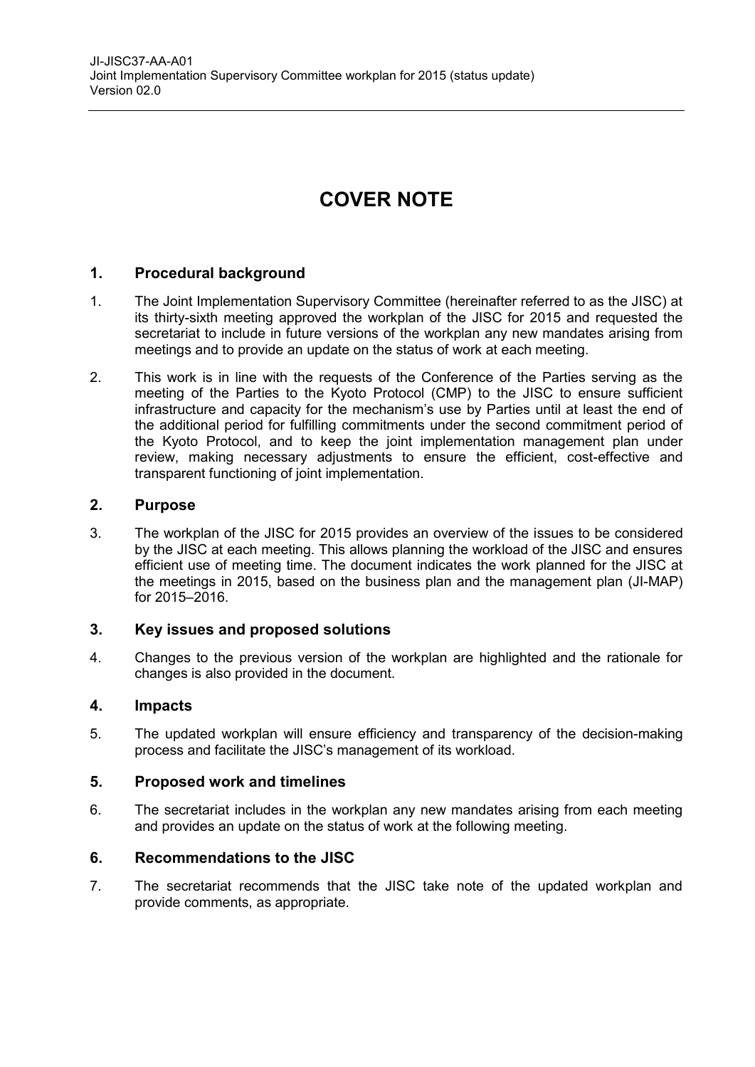# COVER NOTE

## 1. Procedural background

1. The Joint Implementation Supervisory Committee (hereinafter referred to as the JISC) at its thirty-sixth meeting approved the workplan of the JISC for 2015 and requested the secretariat to include in future versions of the workplan any new mandates arising from meetings and to provide an update on the status of work at each meeting.

2. This work is in line with the requests of the Conference of the Parties serving as the meeting of the Parties to the Kyoto Protocol (CMP) to the JISC to ensure sufficient infrastructure and capacity for the mechanism's use by Parties until at least the end of the additional period for fulfilling commitments under the second commitment period of the Kyoto Protocol, and to keep the joint implementation management plan under review, making necessary adjustments to ensure the efficient, cost-effective and transparent functioning of joint implementation.

## 2. Purpose

3. The workplan of the JISC for 2015 provides an overview of the issues to be considered by the JISC at each meeting. This allows planning the workload of the JISC and ensures efficient use of meeting time. The document indicates the work planned for the JISC at the meetings in 2015, based on the business plan and the management plan (JI-MAP) for 2015–2016.

## 3. Key issues and proposed solutions

4. Changes to the previous version of the workplan are highlighted and the rationale for changes is also provided in the document.

## 4. Impacts

5. The updated workplan will ensure efficiency and transparency of the decision-making process and facilitate the JISC's management of its workload.

## 5. Proposed work and timelines

6. The secretariat includes in the workplan any new mandates arising from each meeting and provides an update on the status of work at the following meeting.

## 6. Recommendations to the JISC

7. The secretariat recommends that the JISC take note of the updated workplan and provide comments, as appropriate.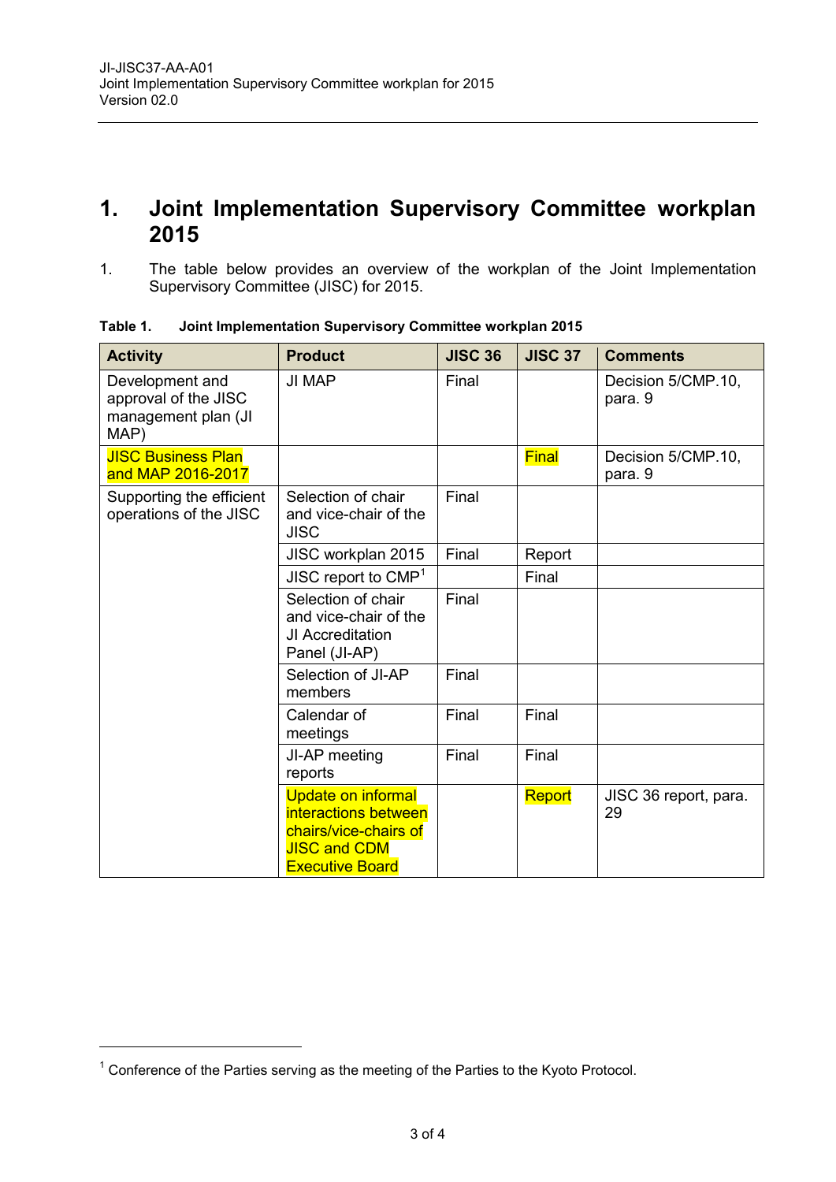# 1. Joint Implementation Supervisory Committee workplan 2015

1. The table below provides an overview of the workplan of the Joint Implementation Supervisory Committee (JISC) for 2015.

**Table 1. Joint Implementation Supervisory Committee workplan 2015**

| Activity | Product | JISC 36 | JISC 37 | Comments |
|---|---|---|---|---|
| Development and approval of the JISC management plan (JI MAP) | JI MAP | Final | | Decision 5/CMP.10, para. 9 |
| JISC Business Plan and MAP 2016-2017 | | | Final | Decision 5/CMP.10, para. 9 |
| Supporting the efficient operations of the JISC | Selection of chair and vice-chair of the JISC | Final | | |
| | JISC workplan 2015 | Final | Report | |
| | JISC report to CMP[1] | | Final | |
| | Selection of chair and vice-chair of the JI Accreditation Panel (JI-AP) | Final | | |
| | Selection of JI-AP members | Final | | |
| | Calendar of meetings | Final | Final | |
| | JI-AP meeting reports | Final | Final | |
| | Update on informal interactions between chairs/vice-chairs of JISC and CDM Executive Board | | Report | JISC 36 report, para. 29 |

[1] Conference of the Parties serving as the meeting of the Parties to the Kyoto Protocol.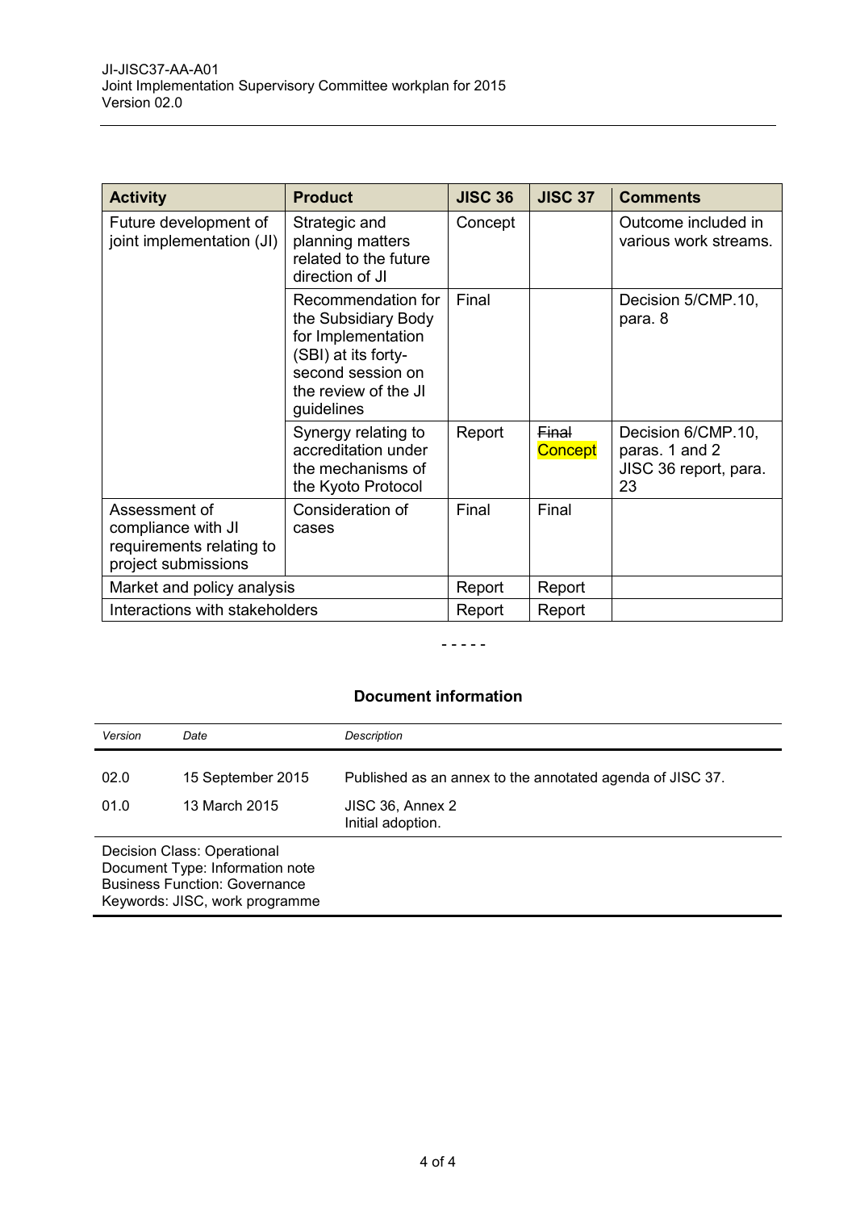| Activity | Product | JISC 36 | JISC 37 | Comments |
| --- | --- | --- | --- | --- |
| Future development of joint implementation (JI) | Strategic and planning matters related to the future direction of JI | Concept | | Outcome included in various work streams. |
| | Recommendation for the Subsidiary Body for Implementation (SBI) at its forty-second session on the review of the JI guidelines | Final | | Decision 5/CMP.10, para. 8 |
| | Synergy relating to accreditation under the mechanisms of the Kyoto Protocol | Report | ~~Final~~ Concept | Decision 6/CMP.10, paras. 1 and 2 JISC 36 report, para. 23 |
| Assessment of compliance with JI requirements relating to project submissions | Consideration of cases | Final | Final | |
| Market and policy analysis | | Report | Report | |
| Interactions with stakeholders | | Report | Report | |

- - - - -

### Document information

| *Version* | *Date* | *Description* |
| --- | --- | --- |
| 02.0 | 15 September 2015 | Published as an annex to the annotated agenda of JISC 37. |
| 01.0 | 13 March 2015 | JISC 36, Annex 2 Initial adoption. |

Decision Class: Operational
Document Type: Information note
Business Function: Governance
Keywords: JISC, work programme